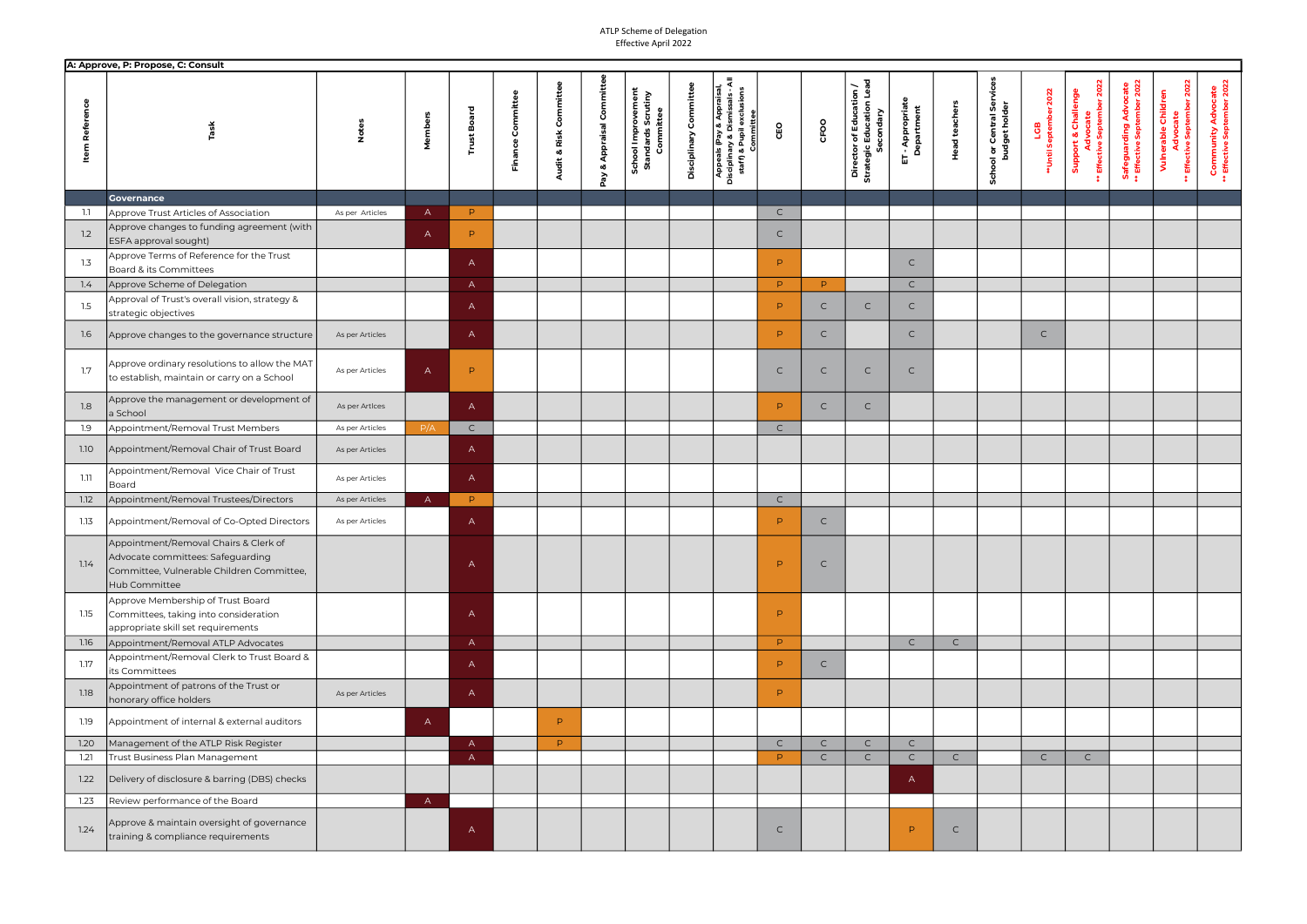ATLP Scheme of Delegation
Effective April 2022

**A: Approve, P: Propose, C: Consult**

| Item Reference | Task | Notes | Members | Trust Board | Finance Committee | Audit & Risk Committee | Pay & Appraisal Committee | School Improvement Standards Scrutiny Committee | Disciplinary Committee | Appeals (Pay & Appraisal, Disciplinary & Dismissals - All staff) & Pupil exclusions Commitee | CEO | CFOO | Director of Education / Strategic Education Lead Secondary | ET - Appropriate Department | Head teachers | School or Central Services budget holder | LGB **Until September 2022 | Support & Challenge Advocate ** Effective September 2022 | Safeguarding Advocate ** Effective September 2022 | Vulnerable Children Advocate ** Effective September 2022 | Community Advocate ** Effective September 2022 |
|---|---|---|---|---|---|---|---|---|---|---|---|---|---|---|---|---|---|---|---|---|---|
| | **Governance** | | | | | | | | | | | | | | | | | | | | |
| 1.1 | Approve Trust Articles of Association | As per Articles | A | P | | | | | | | C | | | | | | | | | | |
| 1.2 | Approve changes to funding agreement (with ESFA approval sought) | | A | P | | | | | | | C | | | | | | | | | | |
| 1.3 | Approve Terms of Reference for the Trust Board & its Committees | | | A | | | | | | | P | | | C | | | | | | | |
| 1.4 | Approve Scheme of Delegation | | | A | | | | | | | P | P | | C | | | | | | | |
| 1.5 | Approval of Trust's overall vision, strategy & strategic objectives | | | A | | | | | | | P | C | C | C | | | | | | | |
| 1.6 | Approve changes to the governance structure | As per Articles | | A | | | | | | | P | C | | C | | | C | | | | |
| 1.7 | Approve ordinary resolutions to allow the MAT to establish, maintain or carry on a School | As per Articles | A | P | | | | | | | C | C | C | C | | | | | | | |
| 1.8 | Approve the management or development of a School | As per Artlces | | A | | | | | | | P | C | C | | | | | | | | |
| 1.9 | Appointment/Removal Trust Members | As per Articles | P/A | C | | | | | | | C | | | | | | | | | | |
| 1.10 | Appointment/Removal Chair of Trust Board | As per Articles | | A | | | | | | | | | | | | | | | | | |
| 1.11 | Appointment/Removal Vice Chair of Trust Board | As per Articles | | A | | | | | | | | | | | | | | | | | |
| 1.12 | Appointment/Removal Trustees/Directors | As per Articles | A | P | | | | | | | C | | | | | | | | | | |
| 1.13 | Appointment/Removal of Co-Opted Directors | As per Articles | | A | | | | | | | P | C | | | | | | | | | |
| 1.14 | Appointment/Removal Chairs & Clerk of Advocate committees: Safeguarding Committee, Vulnerable Children Committee, Hub Committee | | | A | | | | | | | P | C | | | | | | | | | |
| 1.15 | Approve Membership of Trust Board Committees, taking into consideration appropriate skill set requirements | | | A | | | | | | | P | | | | | | | | | | |
| 1.16 | Appointment/Removal ATLP Advocates | | | A | | | | | | | P | | | C | C | | | | | | |
| 1.17 | Appointment/Removal Clerk to Trust Board & its Committees | | | A | | | | | | | P | C | | | | | | | | | |
| 1.18 | Appointment of patrons of the Trust or honorary office holders | As per Articles | | A | | | | | | | P | | | | | | | | | | |
| 1.19 | Appointment of internal & external auditors | | A | | | P | | | | | | | | | | | | | | | |
| 1.20 | Management of the ATLP Risk Register | | | A | | P | | | | | C | C | C | C | | | | | | | |
| 1.21 | Trust Business Plan Management | | | A | | | | | | | P | C | C | C | C | | C | C | | | |
| 1.22 | Delivery of disclosure & barring (DBS) checks | | | | | | | | | | | | | A | | | | | | | |
| 1.23 | Review performance of the Board | | A | | | | | | | | | | | | | | | | | | |
| 1.24 | Approve & maintain oversight of governance training & compliance requirements | | | A | | | | | | | C | | | P | C | | | | | | |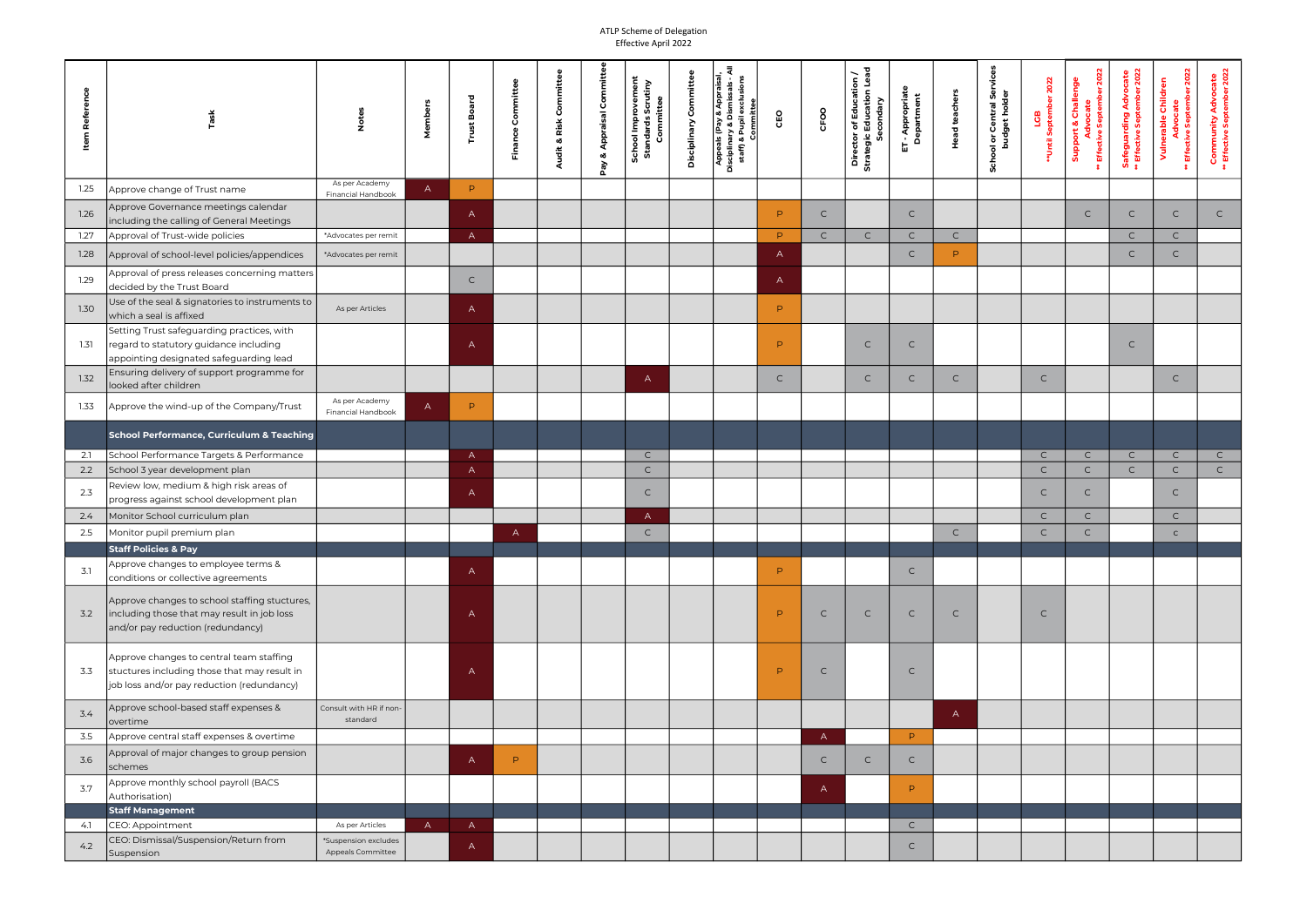| Item Reference | Task | Notes | Members | Trust Board | Finance Committee | Audit & Risk Committee | Pay & Appraisal Committee | School Improvement Standards Scrutiny Committee | Disciplinary Committee | Appeals (Pay & Appraisal, Disciplinary & Dismissals - All staff) & Pupil exclusions Committee | CEO | CFOO | Director of Education / Strategic Education Lead Secondary | ET - Appropriate Department | Head teachers | School or Central Services budget holder | LGB **Until September 2022 | Support & Challenge Advocate ** Effective September 2022 | Safeguarding Advocate ** Effective September 2022 | Vulnerable Children Advocate ** Effective September 2022 | Community Advocate ** Effective September 2022 |
|---|---|---|---|---|---|---|---|---|---|---|---|---|---|---|---|---|---|---|---|---|---|
| 1.25 | Approve change of Trust name | As per Academy Financial Handbook | A | P | | | | | | | | | | | | | | | | | |
| 1.26 | Approve Governance meetings calendar including the calling of General Meetings | | | A | | | | | | | P | C | | C | | | | C | C | C | C |
| 1.27 | Approval of Trust-wide policies | *Advocates per remit | | A | | | | | | | P | C | C | C | C | | | | C | C | |
| 1.28 | Approval of school-level policies/appendices | *Advocates per remit | | | | | | | | | A | | | C | P | | | | C | C | |
| 1.29 | Approval of press releases concerning matters decided by the Trust Board | | | C | | | | | | | A | | | | | | | | | | |
| 1.30 | Use of the seal & signatories to instruments to which a seal is affixed | As per Articles | | A | | | | | | | P | | | | | | | | | | |
| 1.31 | Setting Trust safeguarding practices, with regard to statutory guidance including appointing designated safeguarding lead | | | A | | | | | | | P | | C | C | | | | | C | | |
| 1.32 | Ensuring delivery of support programme for looked after children | | | | | | | A | | | C | | C | C | C | | C | | | C | |
| 1.33 | Approve the wind-up of the Company/Trust | As per Academy Financial Handbook | A | P | | | | | | | | | | | | | | | | | |
| | **School Performance, Curriculum & Teaching** | | | | | | | | | | | | | | | | | | | | |
| 2.1 | School Performance Targets & Performance | | | A | | | | C | | | | | | | | | C | C | C | C | C |
| 2.2 | School 3 year development plan | | | A | | | | C | | | | | | | | | C | C | C | C | C |
| 2.3 | Review low, medium & high risk areas of progress against school development plan | | | A | | | | C | | | | | | | | | C | C | | C | |
| 2.4 | Monitor School curriculum plan | | | | | | | A | | | | | | | | | C | C | | C | |
| 2.5 | Monitor pupil premium plan | | | | A | | | C | | | | | | | C | | C | C | | c | |
| | **Staff Policies & Pay** | | | | | | | | | | | | | | | | | | | | |
| 3.1 | Approve changes to employee terms & conditions or collective agreements | | | A | | | | | | | P | | | C | | | | | | | |
| 3.2 | Approve changes to school staffing stuctures, including those that may result in job loss and/or pay reduction (redundancy) | | | A | | | | | | | P | C | C | C | C | | C | | | | |
| 3.3 | Approve changes to central team staffing stuctures including those that may result in job loss and/or pay reduction (redundancy) | | | A | | | | | | | P | C | | C | | | | | | | |
| 3.4 | Approve school-based staff expenses & overtime | Consult with HR if non-standard | | | | | | | | | | | | | A | | | | | | |
| 3.5 | Approve central staff expenses & overtime | | | | | | | | | | | A | | P | | | | | | | |
| 3.6 | Approval of major changes to group pension schemes | | | A | P | | | | | | | C | C | C | | | | | | | |
| 3.7 | Approve monthly school payroll (BACS Authorisation) | | | | | | | | | | | A | | P | | | | | | | |
| | **Staff Management** | | | | | | | | | | | | | | | | | | | | |
| 4.1 | CEO: Appointment | As per Articles | A | A | | | | | | | | | | C | | | | | | | |
| 4.2 | CEO: Dismissal/Suspension/Return from Suspension | *Suspension excludes Appeals Committee | | A | | | | | | | | | | C | | | | | | | |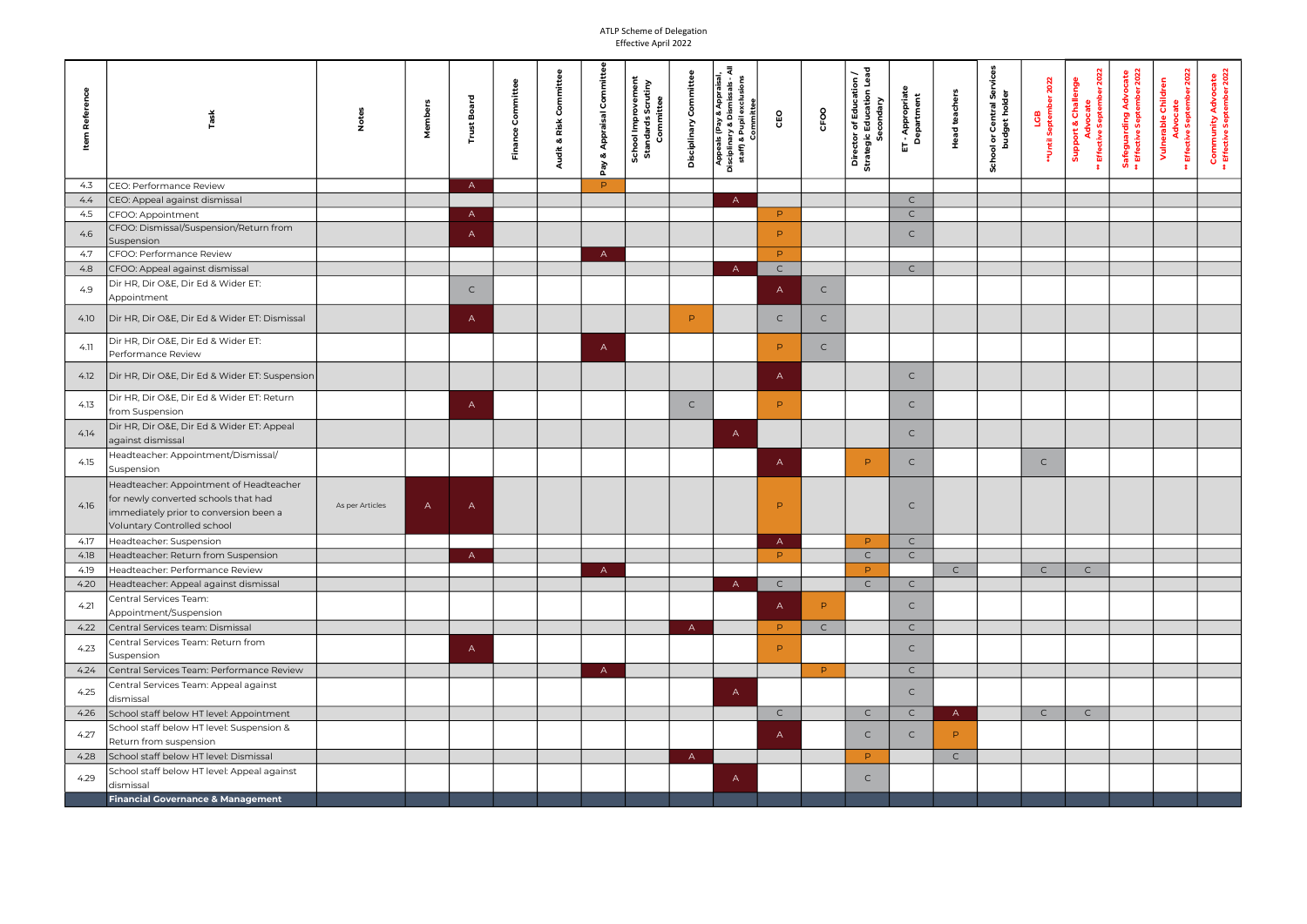| Item Reference | Task | Notes | Members | Trust Board | Finance Committee | Audit & Risk Committee | Pay & Appraisal Committee | School Improvement Standards Scrutiny Committee | Disciplinary Committee | Appeals (Pay & Appraisal, Disciplinary & Dismissals - All staff) & Pupil exclusions Committee | CEO | CFOO | Director of Education / Strategic Education Lead Secondary | ET - Appropriate Department | Head teachers | School or Central Services budget holder | LGB **Until September 2022 | Support & Challenge Advocate ** Effective September 2022 | Safeguarding Advocate ** Effective September 2022 | Vulnerable Children Advocate ** Effective September 2022 | Community Advocate ** Effective September 2022 |
|---|---|---|---|---|---|---|---|---|---|---|---|---|---|---|---|---|---|---|---|---|---|
| 4.3 | CEO: Performance Review | | | A | | | P | | | | | | | | | | | | | | |
| 4.4 | CEO: Appeal against dismissal | | | | | | | | | A | | | | C | | | | | | | |
| 4.5 | CFOO: Appointment | | | A | | | | | | | P | | | C | | | | | | | |
| 4.6 | CFOO: Dismissal/Suspension/Return from Suspension | | | A | | | | | | | P | | | C | | | | | | | |
| 4.7 | CFOO: Performance Review | | | | | | A | | | | P | | | | | | | | | | |
| 4.8 | CFOO: Appeal against dismissal | | | | | | | | | A | C | | | C | | | | | | | |
| 4.9 | Dir HR, Dir O&E, Dir Ed & Wider ET: Appointment | | | C | | | | | | | A | C | | | | | | | | | |
| 4.10 | Dir HR, Dir O&E, Dir Ed & Wider ET: Dismissal | | | A | | | | | P | | C | C | | | | | | | | | |
| 4.11 | Dir HR, Dir O&E, Dir Ed & Wider ET: Performance Review | | | | | | A | | | | P | C | | | | | | | | | |
| 4.12 | Dir HR, Dir O&E, Dir Ed & Wider ET: Suspension | | | | | | | | | | A | | | C | | | | | | | |
| 4.13 | Dir HR, Dir O&E, Dir Ed & Wider ET: Return from Suspension | | | A | | | | | C | | P | | | C | | | | | | | |
| 4.14 | Dir HR, Dir O&E, Dir Ed & Wider ET: Appeal against dismissal | | | | | | | | | A | | | | C | | | | | | | |
| 4.15 | Headteacher: Appointment/Dismissal/ Suspension | | | | | | | | | | A | | P | C | | | C | | | | |
| 4.16 | Headteacher: Appointment of Headteacher for newly converted schools that had immediately prior to conversion been a Voluntary Controlled school | As per Articles | A | A | | | | | | | P | | | C | | | | | | | |
| 4.17 | Headteacher: Suspension | | | | | | | | | | A | | P | C | | | | | | | |
| 4.18 | Headteacher: Return from Suspension | | | A | | | | | | | P | | C | C | | | | | | | |
| 4.19 | Headteacher: Performance Review | | | | | | A | | | | | | P | | C | | C | C | | | |
| 4.20 | Headteacher: Appeal against dismissal | | | | | | | | | A | C | | C | C | | | | | | | |
| 4.21 | Central Services Team: Appointment/Suspension | | | | | | | | | | A | P | | C | | | | | | | |
| 4.22 | Central Services team: Dismissal | | | | | | | | A | | P | C | | C | | | | | | | |
| 4.23 | Central Services Team: Return from Suspension | | | A | | | | | | | P | | | C | | | | | | | |
| 4.24 | Central Services Team: Performance Review | | | | | | A | | | | | P | | C | | | | | | | |
| 4.25 | Central Services Team: Appeal against dismissal | | | | | | | | | A | | | | C | | | | | | | |
| 4.26 | School staff below HT level: Appointment | | | | | | | | | | C | | C | C | A | | C | C | | | |
| 4.27 | School staff below HT level: Suspension & Return from suspension | | | | | | | | | | A | | C | C | P | | | | | | |
| 4.28 | School staff below HT level: Dismissal | | | | | | | | A | | | | P | | C | | | | | | |
| 4.29 | School staff below HT level: Appeal against dismissal | | | | | | | | | A | | | C | | | | | | | | |
| | **Financial Governance & Management** | | | | | | | | | | | | | | | | | | | | |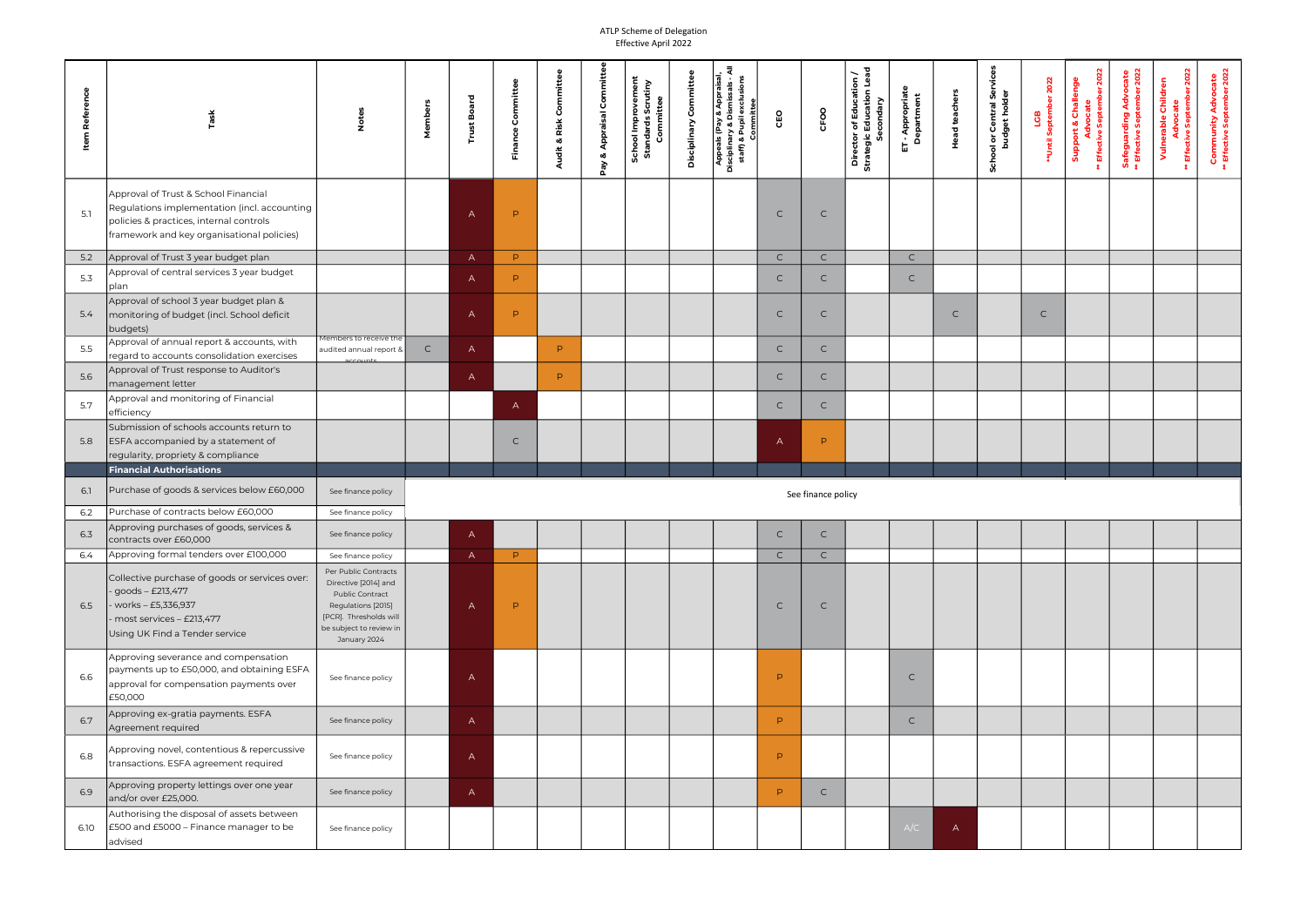ATLP Scheme of Delegation
Effective April 2022

| Item Reference | Task | Notes | Members | Trust Board | Finance Committee | Audit & Risk Committee | Pay & Appraisal Committee | School Improvement Standards Scrutiny Committee | Disciplinary Committee | Appeals (Pay & Appraisal, Disciplinary & Dismissals - All staff) & Pupil exclusions Committee | CEO | CFOO | Director of Education / Strategic Education Lead Secondary | ET - Appropriate Department | Head teachers | School or Central Services budget holder | LGB **Until September 2022 | Support & Challenge Advocate ** Effective September 2022 | Safeguarding Advocate ** Effective September 2022 | Vulnerable Children Advocate ** Effective September 2022 | Community Advocate ** Effective September 2022 |
|---|---|---|---|---|---|---|---|---|---|---|---|---|---|---|---|---|---|---|---|---|---|
| 5.1 | Approval of Trust & School Financial Regulations implementation (incl. accounting policies & practices, internal controls framework and key organisational policies) | | | A | P | | | | | | C | C | | | | | | | | | |
| 5.2 | Approval of Trust 3 year budget plan | | | A | P | | | | | | C | C | | C | | | | | | | |
| 5.3 | Approval of central services 3 year budget plan | | | A | P | | | | | | C | C | | C | | | | | | | |
| 5.4 | Approval of school 3 year budget plan & monitoring of budget (incl. School deficit budgets) | | | A | P | | | | | | C | C | | | C | | C | | | | |
| 5.5 | Approval of annual report & accounts, with regard to accounts consolidation exercises | Members to receive the audited annual report & accounts | C | A | | P | | | | | C | C | | | | | | | | | |
| 5.6 | Approval of Trust response to Auditor's management letter | | | A | | P | | | | | C | C | | | | | | | | | |
| 5.7 | Approval and monitoring of Financial efficiency | | | | A | | | | | | C | C | | | | | | | | | |
| 5.8 | Submission of schools accounts return to ESFA accompanied by a statement of regularity, propriety & compliance | | | | C | | | | | | A | P | | | | | | | | | |
| | **Financial Authorisations** | | | | | | | | | | | | | | | | | | | | |
| 6.1 | Purchase of goods & services below £60,000 | See finance policy | See finance policy | | | | | | | | | | | | | | | | | | |
| 6.2 | Purchase of contracts below £60,000 | See finance policy | | | | | | | | | | | | | | | | | | | |
| 6.3 | Approving purchases of goods, services & contracts over £60,000 | See finance policy | | A | | | | | | | C | C | | | | | | | | | |
| 6.4 | Approving formal tenders over £100,000 | See finance policy | | A | P | | | | | | C | C | | | | | | | | | |
| 6.5 | Collective purchase of goods or services over:<br>- goods – £213,477<br>- works – £5,336,937<br>- most services – £213,477<br>Using UK Find a Tender service | Per Public Contracts Directive [2014] and Public Contract Regulations [2015] [PCR]. Thresholds will be subject to review in January 2024 | | A | P | | | | | | C | C | | | | | | | | | |
| 6.6 | Approving severance and compensation payments up to £50,000, and obtaining ESFA approval for compensation payments over £50,000 | See finance policy | | A | | | | | | | P | | | C | | | | | | | |
| 6.7 | Approving ex-gratia payments. ESFA Agreement required | See finance policy | | A | | | | | | | P | | | C | | | | | | | |
| 6.8 | Approving novel, contentious & repercussive transactions. ESFA agreement required | See finance policy | | A | | | | | | | P | | | | | | | | | | |
| 6.9 | Approving property lettings over one year and/or over £25,000. | See finance policy | | A | | | | | | | P | C | | | | | | | | | |
| 6.10 | Authorising the disposal of assets between £500 and £5000 – Finance manager to be advised | See finance policy | | | | | | | | | | | | A/C | A | | | | | | |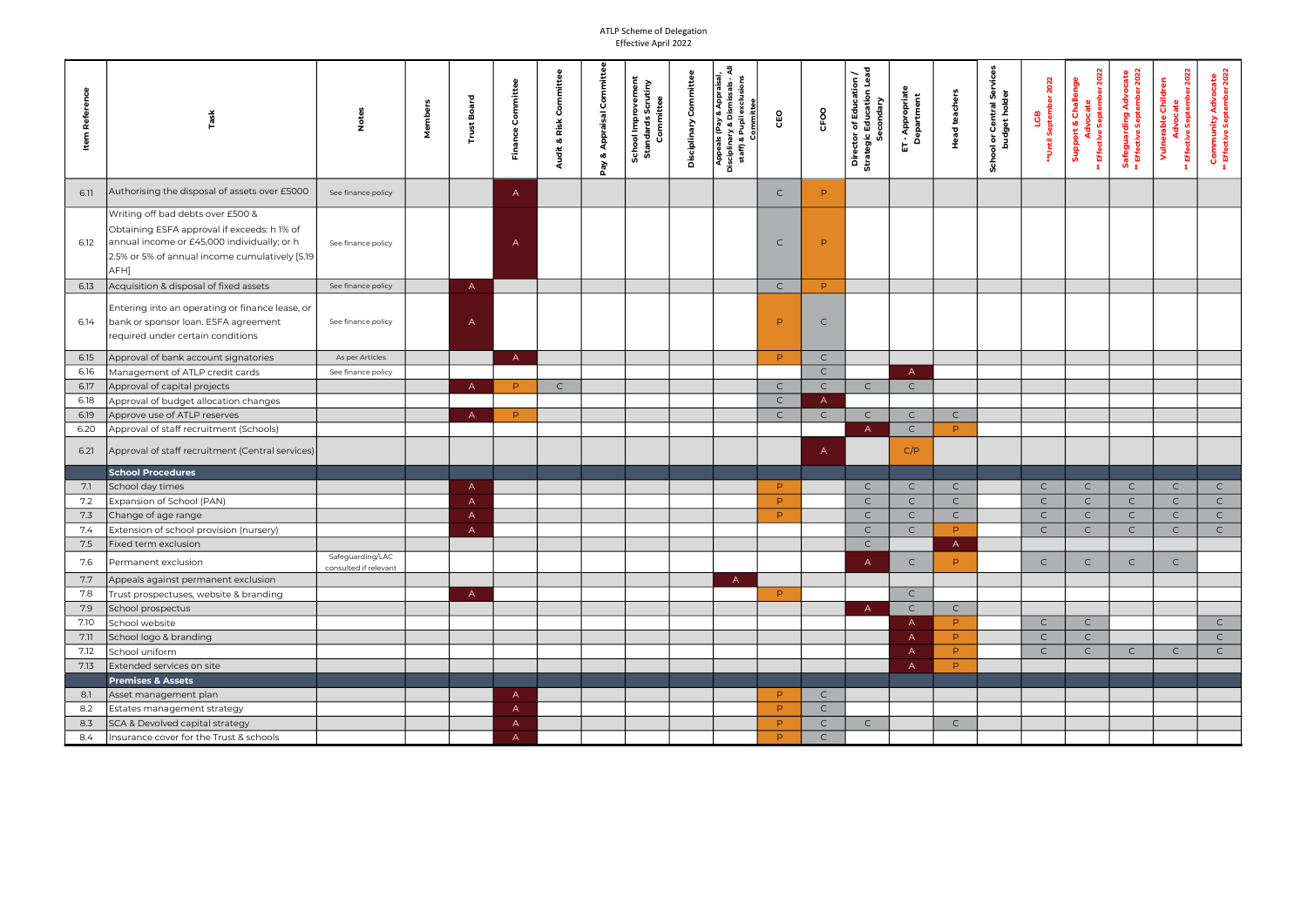ATLP Scheme of Delegation
Effective April 2022

| Item Reference | Task | Notes | Members | Trust Board | Finance Committee | Audit & Risk Committee | Pay & Appraisal Committee | School Improvement Standards Scrutiny Committee | Disciplinary Committee | Appeals (Pay & Appraisal, Disciplinary & Dismissals - All staff) & Pupil exclusions Committee | CEO | CFOO | Director of Education / Strategic Education Lead Secondary | ET - Appropriate Department | Head teachers | School or Central Services budget holder | LGB **Until September 2022 | Support & Challenge Advocate ** Effective September 2022 | Safeguarding Advocate ** Effective September 2022 | Vulnerable Children Advocate ** Effective September 2022 | Community Advocate ** Effective September 2022 |
|---|---|---|---|---|---|---|---|---|---|---|---|---|---|---|---|---|---|---|---|---|---|
| 6.11 | Authorising the disposal of assets over £5000 | See finance policy | | | A | | | | | | C | P | | | | | | | | | |
| 6.12 | Writing off bad debts over £500 & Obtaining ESFA approval if exceeds: h 1% of annual income or £45,000 individually; or h 2.5% or 5% of annual income cumulatively [5.19 AFH] | See finance policy | | | A | | | | | | C | P | | | | | | | | | |
| 6.13 | Acquisition & disposal of fixed assets | See finance policy | | A | | | | | | | C | P | | | | | | | | | |
| 6.14 | Entering into an operating or finance lease, or bank or sponsor loan. ESFA agreement required under certain conditions | See finance policy | | A | | | | | | | P | C | | | | | | | | | |
| 6.15 | Approval of bank account signatories | As per Articles | | | A | | | | | | P | C | | | | | | | | | |
| 6.16 | Management of ATLP credit cards | See finance policy | | | | | | | | | | C | | A | | | | | | | |
| 6.17 | Approval of capital projects | | | A | P | C | | | | | C | C | C | C | | | | | | | |
| 6.18 | Approval of budget allocation changes | | | | | | | | | | C | A | | | | | | | | | |
| 6.19 | Approve use of ATLP reserves | | | A | P | | | | | | C | C | C | C | C | | | | | | |
| 6.20 | Approval of staff recruitment (Schools) | | | | | | | | | | | | A | C | P | | | | | | |
| 6.21 | Approval of staff recruitment (Central services) | | | | | | | | | | | A | | C/P | | | | | | | |
| | **School Procedures** | | | | | | | | | | | | | | | | | | | | |
| 7.1 | School day times | | | A | | | | | | | P | | C | C | C | | C | C | C | C | C |
| 7.2 | Expansion of School (PAN) | | | A | | | | | | | P | | C | C | C | | C | C | C | C | C |
| 7.3 | Change of age range | | | A | | | | | | | P | | C | C | C | | C | C | C | C | C |
| 7.4 | Extension of school provision (nursery) | | | A | | | | | | | | | C | C | P | | C | C | C | C | C |
| 7.5 | Fixed term exclusion | | | | | | | | | | | | C | | A | | | | | | |
| 7.6 | Permanent exclusion | Safeguarding/LAC consulted if relevant | | | | | | | | | | | A | C | P | | C | C | C | C | |
| 7.7 | Appeals against permanent exclusion | | | | | | | | | A | | | | | | | | | | | |
| 7.8 | Trust prospectuses, website & branding | | | A | | | | | | | P | | | C | | | | | | | |
| 7.9 | School prospectus | | | | | | | | | | | | A | C | C | | | | | | |
| 7.10 | School website | | | | | | | | | | | | | A | P | | C | C | | | C |
| 7.11 | School logo & branding | | | | | | | | | | | | | A | P | | C | C | | | C |
| 7.12 | School uniform | | | | | | | | | | | | | A | P | | C | C | C | C | C |
| 7.13 | Extended services on site | | | | | | | | | | | | | A | P | | | | | | |
| | **Premises & Assets** | | | | | | | | | | | | | | | | | | | | |
| 8.1 | Asset management plan | | | | A | | | | | | P | C | | | | | | | | | |
| 8.2 | Estates management strategy | | | | A | | | | | | P | C | | | | | | | | | |
| 8.3 | SCA & Devolved capital strategy | | | | A | | | | | | P | C | C | | C | | | | | | |
| 8.4 | Insurance cover for the Trust & schools | | | | A | | | | | | P | C | | | | | | | | | |